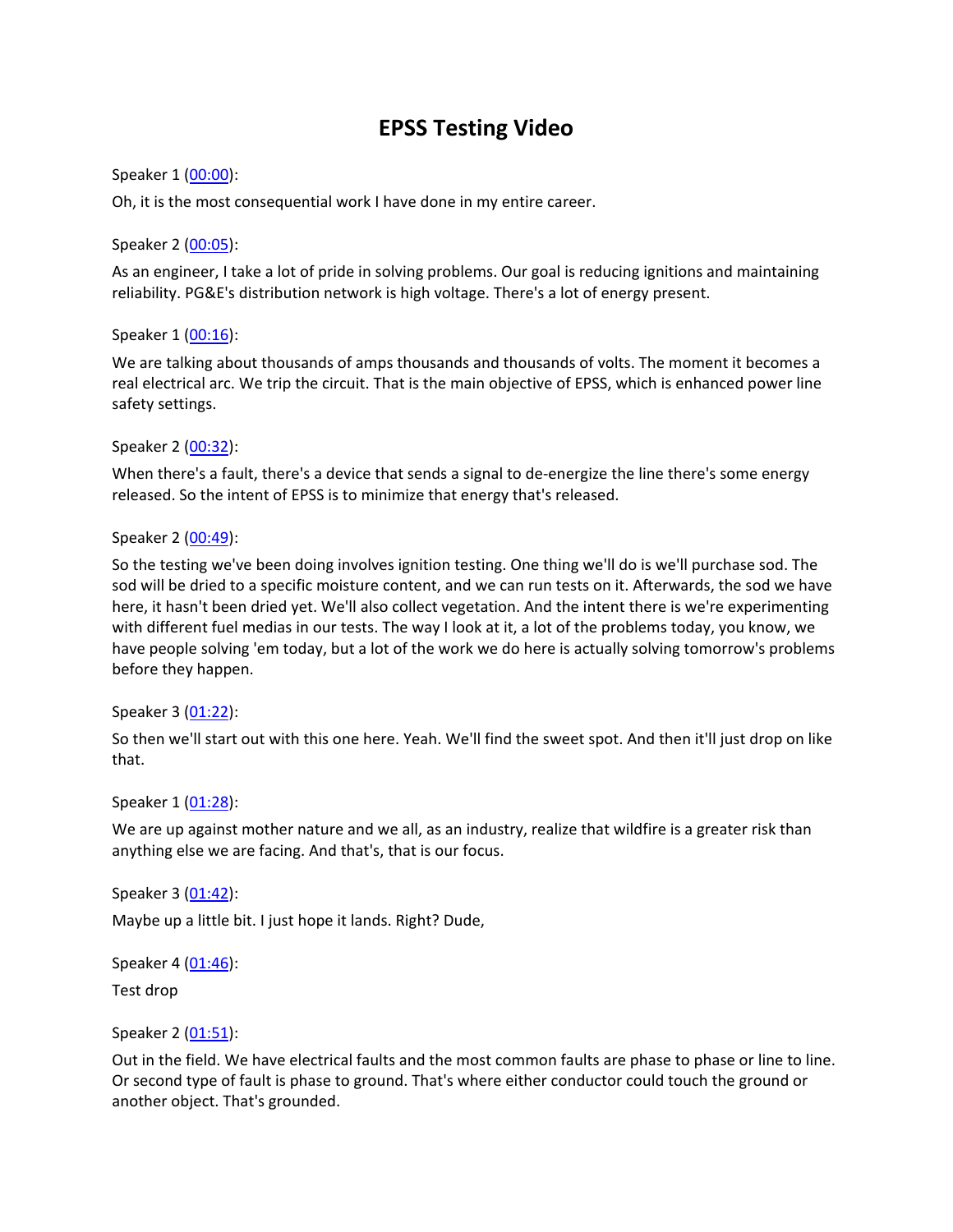# EPSS Testing Video

Speaker 1 ([00:00](#)):

Oh, it is the most consequential work I have done in my entire career.

Speaker 2 ([00:05](#)):

As an engineer, I take a lot of pride in solving problems. Our goal is reducing ignitions and maintaining reliability. PG&E's distribution network is high voltage. There's a lot of energy present.

Speaker 1 ([00:16](#)):

We are talking about thousands of amps thousands and thousands of volts. The moment it becomes a real electrical arc. We trip the circuit. That is the main objective of EPSS, which is enhanced power line safety settings.

Speaker 2 ([00:32](#)):

When there's a fault, there's a device that sends a signal to de-energize the line there's some energy released. So the intent of EPSS is to minimize that energy that's released.

Speaker 2 ([00:49](#)):

So the testing we've been doing involves ignition testing. One thing we'll do is we'll purchase sod. The sod will be dried to a specific moisture content, and we can run tests on it. Afterwards, the sod we have here, it hasn't been dried yet. We'll also collect vegetation. And the intent there is we're experimenting with different fuel medias in our tests. The way I look at it, a lot of the problems today, you know, we have people solving 'em today, but a lot of the work we do here is actually solving tomorrow's problems before they happen.

Speaker 3 ([01:22](#)):

So then we'll start out with this one here. Yeah. We'll find the sweet spot. And then it'll just drop on like that.

Speaker 1 ([01:28](#)):

We are up against mother nature and we all, as an industry, realize that wildfire is a greater risk than anything else we are facing. And that's, that is our focus.

Speaker 3 ([01:42](#)):

Maybe up a little bit. I just hope it lands. Right? Dude,

Speaker 4 ([01:46](#)):

Test drop

Speaker 2 ([01:51](#)):

Out in the field. We have electrical faults and the most common faults are phase to phase or line to line. Or second type of fault is phase to ground. That's where either conductor could touch the ground or another object. That's grounded.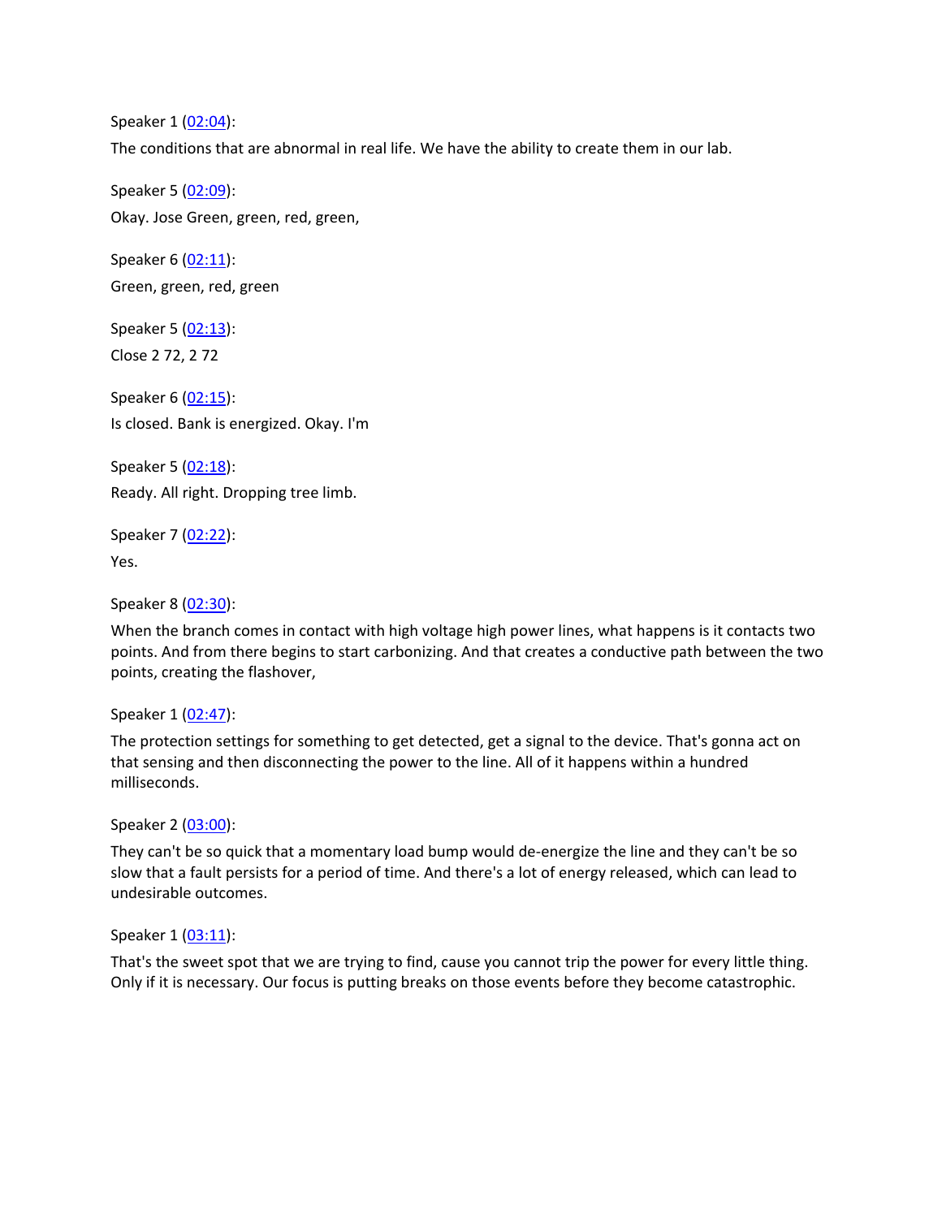Speaker 1 ([02:04]):

The conditions that are abnormal in real life. We have the ability to create them in our lab.

Speaker 5 ([02:09]):

Okay. Jose Green, green, red, green,

Speaker 6 ([02:11]):

Green, green, red, green

Speaker 5 ([02:13]):

Close 2 72, 2 72

Speaker 6 ([02:15]):

Is closed. Bank is energized. Okay. I'm

Speaker 5 ([02:18]):

Ready. All right. Dropping tree limb.

Speaker 7 ([02:22]):

Yes.

Speaker 8 ([02:30]):

When the branch comes in contact with high voltage high power lines, what happens is it contacts two points. And from there begins to start carbonizing. And that creates a conductive path between the two points, creating the flashover,

Speaker 1 ([02:47]):

The protection settings for something to get detected, get a signal to the device. That's gonna act on that sensing and then disconnecting the power to the line. All of it happens within a hundred milliseconds.

Speaker 2 ([03:00]):

They can't be so quick that a momentary load bump would de-energize the line and they can't be so slow that a fault persists for a period of time. And there's a lot of energy released, which can lead to undesirable outcomes.

Speaker 1 ([03:11]):

That's the sweet spot that we are trying to find, cause you cannot trip the power for every little thing. Only if it is necessary. Our focus is putting breaks on those events before they become catastrophic.